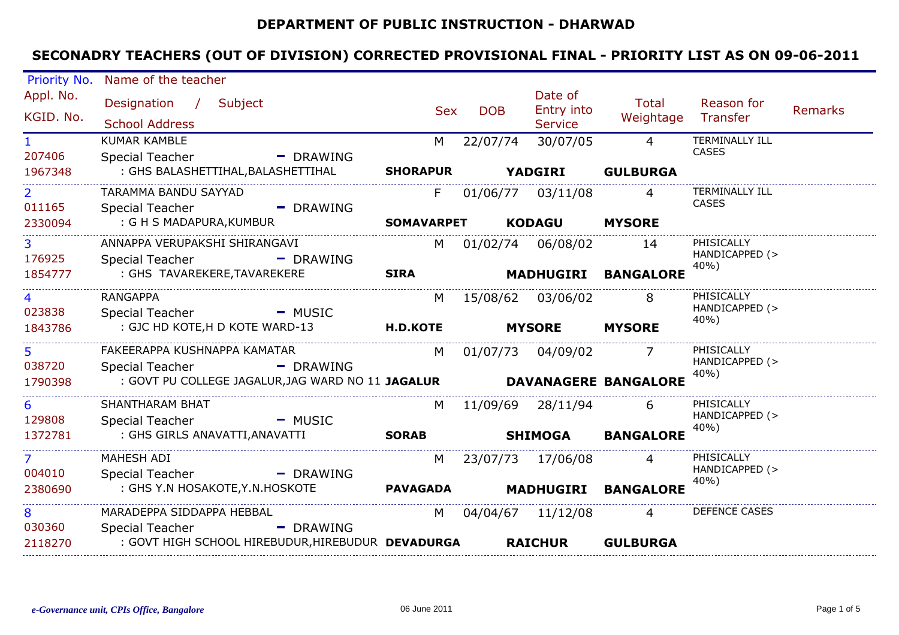# DEPARTMENT OF PUBLIC INSTRUCTION - DHARWAD

## SECONADRY TEACHERS (OUT OF DIVISION) CORRECTED PROVISIONAL FINAL - PRIORITY LIST AS ON 09-06-2011

| Priority No. / Appl. No. / KGID. No. | Name of the teacher / Designation / Subject / School Address | Sex | DOB | Date of Entry into Service | Total Weightage | Reason for Transfer | Remarks |
|---|---|---|---|---|---|---|---|
| 1<br>207406<br>1967348 | KUMAR KAMBLE<br>Special Teacher - DRAWING<br>: GHS BALASHETTIHAL,BALASHETTIHAL **SHORAPUR** **YADGIRI** **GULBURGA** | M | 22/07/74 | 30/07/05 | 4 | TERMINALLY ILL CASES | |
| 2<br>011165<br>2330094 | TARAMMA BANDU SAYYAD<br>Special Teacher - DRAWING<br>: G H S MADAPURA,KUMBUR **SOMAVARPET** **KODAGU** **MYSORE** | F | 01/06/77 | 03/11/08 | 4 | TERMINALLY ILL CASES | |
| 3<br>176925<br>1854777 | ANNAPPA VERUPAKSHI SHIRANGAVI<br>Special Teacher - DRAWING<br>: GHS TAVAREKERE,TAVAREKERE **SIRA** **MADHUGIRI** **BANGALORE** | M | 01/02/74 | 06/08/02 | 14 | PHISICALLY HANDICAPPED (> 40%) | |
| 4<br>023838<br>1843786 | RANGAPPA<br>Special Teacher - MUSIC<br>: GJC HD KOTE,H D KOTE WARD-13 **H.D.KOTE** **MYSORE** **MYSORE** | M | 15/08/62 | 03/06/02 | 8 | PHISICALLY HANDICAPPED (> 40%) | |
| 5<br>038720<br>1790398 | FAKEERAPPA KUSHNAPPA KAMATAR<br>Special Teacher - DRAWING<br>: GOVT PU COLLEGE JAGALUR,JAG WARD NO 11 **JAGALUR** **DAVANAGERE** **BANGALORE** | M | 01/07/73 | 04/09/02 | 7 | PHISICALLY HANDICAPPED (> 40%) | |
| 6<br>129808<br>1372781 | SHANTHARAM BHAT<br>Special Teacher - MUSIC<br>: GHS GIRLS ANAVATTI,ANAVATTI **SORAB** **SHIMOGA** **BANGALORE** | M | 11/09/69 | 28/11/94 | 6 | PHISICALLY HANDICAPPED (> 40%) | |
| 7<br>004010<br>2380690 | MAHESH ADI<br>Special Teacher - DRAWING<br>: GHS Y.N HOSAKOTE,Y.N.HOSKOTE **PAVAGADA** **MADHUGIRI** **BANGALORE** | M | 23/07/73 | 17/06/08 | 4 | PHISICALLY HANDICAPPED (> 40%) | |
| 8<br>030360<br>2118270 | MARADEPPA SIDDAPPA HEBBAL<br>Special Teacher - DRAWING<br>: GOVT HIGH SCHOOL HIREBUDUR,HIREBUDUR **DEVADURGA** **RAICHUR** **GULBURGA** | M | 04/04/67 | 11/12/08 | 4 | DEFENCE CASES | |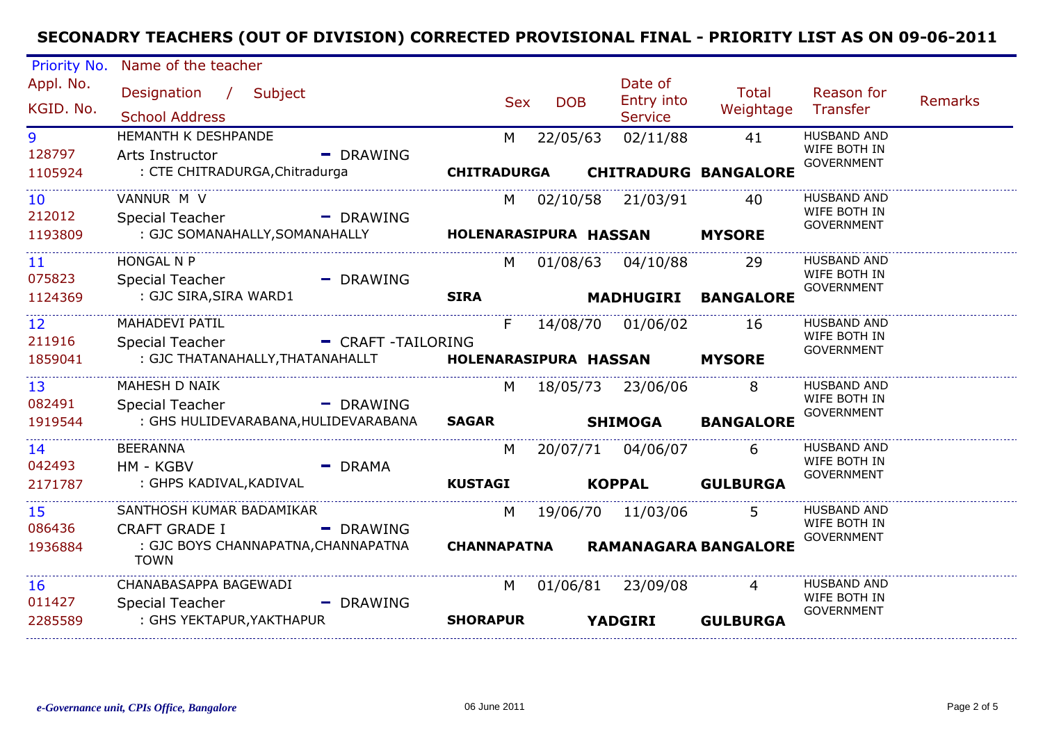## SECONADRY TEACHERS (OUT OF DIVISION) CORRECTED PROVISIONAL FINAL - PRIORITY LIST AS ON 09-06-2011

| Priority No. / Appl. No. / KGID. No. | Name of the teacher / Designation / Subject / School Address | Sex | DOB | Date of Entry into Service | Total Weightage | Reason for Transfer | Remarks |
|---|---|---|---|---|---|---|---|
| 9<br>128797<br>1105924 | HEMANTH K DESHPANDE<br>Arts Instructor - DRAWING<br>: CTE CHITRADURGA,Chitradurga<br>**CHITRADURGA CHITRADURG BANGALORE** | M | 22/05/63 | 02/11/88 | 41 | HUSBAND AND WIFE BOTH IN GOVERNMENT | |
| 10<br>212012<br>1193809 | VANNUR M V<br>Special Teacher - DRAWING<br>: GJC SOMANAHALLY,SOMANAHALLY<br>**HOLENARASIPURA HASSAN MYSORE** | M | 02/10/58 | 21/03/91 | 40 | HUSBAND AND WIFE BOTH IN GOVERNMENT | |
| 11<br>075823<br>1124369 | HONGAL N P<br>Special Teacher - DRAWING<br>: GJC SIRA,SIRA WARD1<br>**SIRA MADHUGIRI BANGALORE** | M | 01/08/63 | 04/10/88 | 29 | HUSBAND AND WIFE BOTH IN GOVERNMENT | |
| 12<br>211916<br>1859041 | MAHADEVI PATIL<br>Special Teacher - CRAFT -TAILORING<br>: GJC THATANAHALLY,THATANAHALLT<br>**HOLENARASIPURA HASSAN MYSORE** | F | 14/08/70 | 01/06/02 | 16 | HUSBAND AND WIFE BOTH IN GOVERNMENT | |
| 13<br>082491<br>1919544 | MAHESH D NAIK<br>Special Teacher - DRAWING<br>: GHS HULIDEVARABANA,HULIDEVARABANA<br>**SAGAR SHIMOGA BANGALORE** | M | 18/05/73 | 23/06/06 | 8 | HUSBAND AND WIFE BOTH IN GOVERNMENT | |
| 14<br>042493<br>2171787 | BEERANNA<br>HM - KGBV - DRAMA<br>: GHPS KADIVAL,KADIVAL<br>**KUSTAGI KOPPAL GULBURGA** | M | 20/07/71 | 04/06/07 | 6 | HUSBAND AND WIFE BOTH IN GOVERNMENT | |
| 15<br>086436<br>1936884 | SANTHOSH KUMAR BADAMIKAR<br>CRAFT GRADE I - DRAWING<br>: GJC BOYS CHANNAPATNA,CHANNAPATNA TOWN<br>**CHANNAPATNA RAMANAGARA BANGALORE** | M | 19/06/70 | 11/03/06 | 5 | HUSBAND AND WIFE BOTH IN GOVERNMENT | |
| 16<br>011427<br>2285589 | CHANABASAPPA BAGEWADI<br>Special Teacher - DRAWING<br>: GHS YEKTAPUR,YAKTHAPUR<br>**SHORAPUR YADGIRI GULBURGA** | M | 01/06/81 | 23/09/08 | 4 | HUSBAND AND WIFE BOTH IN GOVERNMENT | |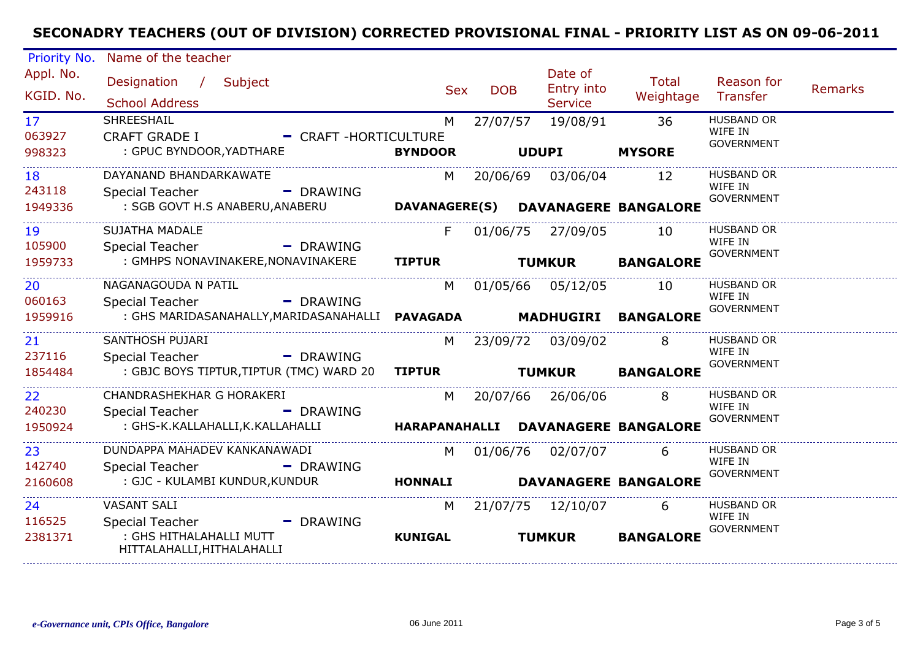# SECONADRY TEACHERS (OUT OF DIVISION) CORRECTED PROVISIONAL FINAL - PRIORITY LIST AS ON 09-06-2011

| Priority No. / Appl. No. / KGID. No. | Name of the teacher / Designation / Subject / School Address | | | Sex | DOB | Date of Entry into Service | Total Weightage | Reason for Transfer | Remarks |
|---|---|---|---|---|---|---|---|---|---|
| 17<br>063927<br>998323 | SHREESHAIL<br>CRAFT GRADE I - CRAFT -HORTICULTURE<br>: GPUC BYNDOOR,YADTHARE | **BYNDOOR** | **UDUPI** **MYSORE** | M | 27/07/57 | 19/08/91 | 36 | HUSBAND OR WIFE IN GOVERNMENT | |
| 18<br>243118<br>1949336 | DAYANAND BHANDARKAWATE<br>Special Teacher - DRAWING<br>: SGB GOVT H.S ANABERU,ANABERU | **DAVANAGERE(S)** | **DAVANAGERE BANGALORE** | M | 20/06/69 | 03/06/04 | 12 | HUSBAND OR WIFE IN GOVERNMENT | |
| 19<br>105900<br>1959733 | SUJATHA MADALE<br>Special Teacher - DRAWING<br>: GMHPS NONAVINAKERE,NONAVINAKERE | **TIPTUR** | **TUMKUR** **BANGALORE** | F | 01/06/75 | 27/09/05 | 10 | HUSBAND OR WIFE IN GOVERNMENT | |
| 20<br>060163<br>1959916 | NAGANAGOUDA N PATIL<br>Special Teacher - DRAWING<br>: GHS MARIDASANAHALLY,MARIDASANAHALLI | **PAVAGADA** | **MADHUGIRI** **BANGALORE** | M | 01/05/66 | 05/12/05 | 10 | HUSBAND OR WIFE IN GOVERNMENT | |
| 21<br>237116<br>1854484 | SANTHOSH PUJARI<br>Special Teacher - DRAWING<br>: GBJC BOYS TIPTUR,TIPTUR (TMC) WARD 20 | **TIPTUR** | **TUMKUR** **BANGALORE** | M | 23/09/72 | 03/09/02 | 8 | HUSBAND OR WIFE IN GOVERNMENT | |
| 22<br>240230<br>1950924 | CHANDRASHEKHAR G HORAKERI<br>Special Teacher - DRAWING<br>: GHS-K.KALLAHALLI,K.KALLAHALLI | **HARAPANAHALLI** | **DAVANAGERE BANGALORE** | M | 20/07/66 | 26/06/06 | 8 | HUSBAND OR WIFE IN GOVERNMENT | |
| 23<br>142740<br>2160608 | DUNDAPPA MAHADEV KANKANAWADI<br>Special Teacher - DRAWING<br>: GJC - KULAMBI KUNDUR,KUNDUR | **HONNALI** | **DAVANAGERE BANGALORE** | M | 01/06/76 | 02/07/07 | 6 | HUSBAND OR WIFE IN GOVERNMENT | |
| 24<br>116525<br>2381371 | VASANT SALI<br>Special Teacher - DRAWING<br>: GHS HITHALAHALLI MUTT HITTALAHALLI,HITHALAHALLI | **KUNIGAL** | **TUMKUR** **BANGALORE** | M | 21/07/75 | 12/10/07 | 6 | HUSBAND OR WIFE IN GOVERNMENT | |

*e-Governance unit, CPIs Office, Bangalore*　　06 June 2011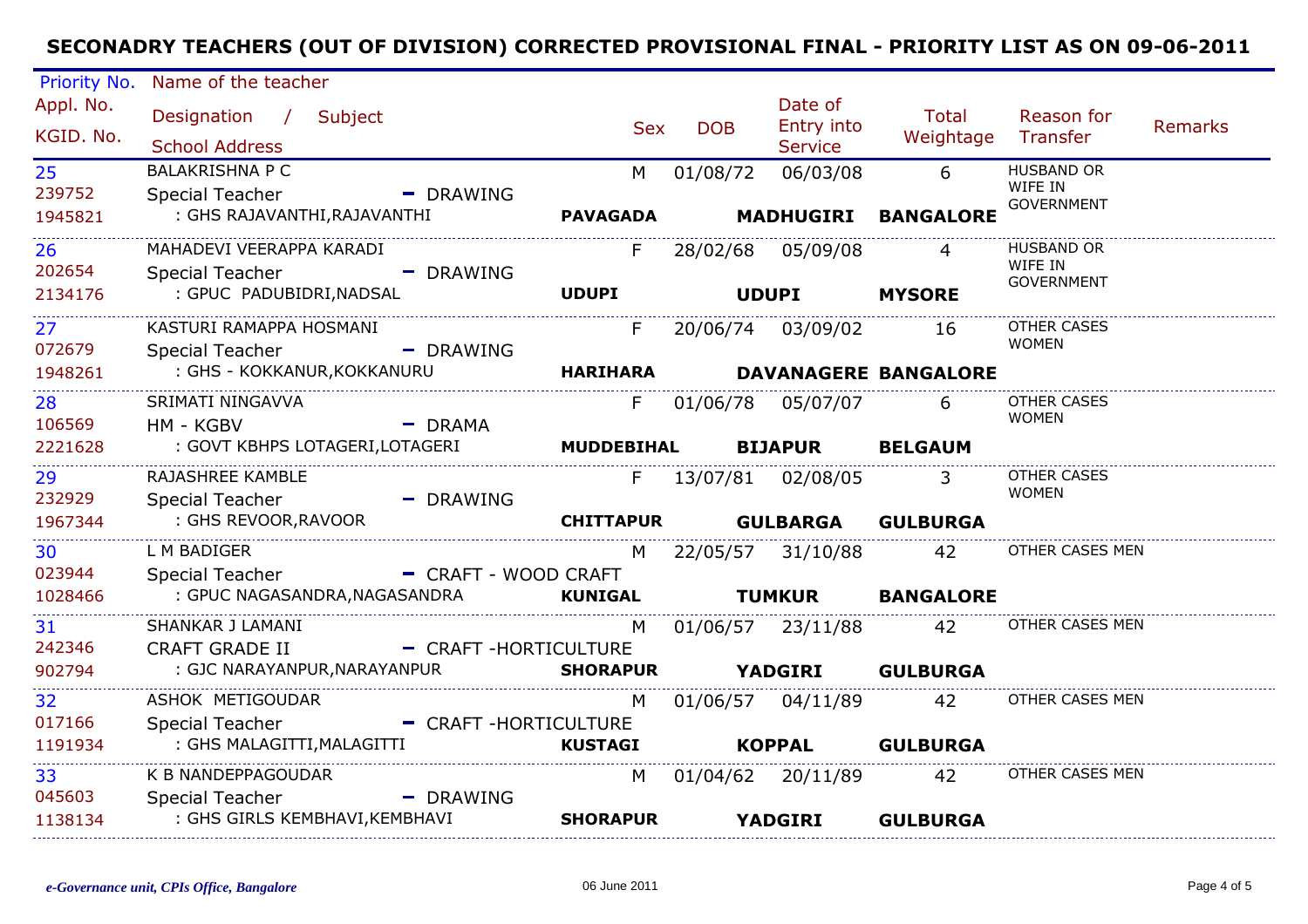# SECONADRY TEACHERS (OUT OF DIVISION) CORRECTED PROVISIONAL FINAL - PRIORITY LIST AS ON 09-06-2011

| Priority No. / Appl. No. / KGID. No. | Name of the teacher / Designation / Subject / School Address | Sex | DOB | Date of Entry into Service | Total Weightage | Reason for Transfer | Remarks |
|---|---|---|---|---|---|---|---|
| 25<br>239752<br>1945821 | BALAKRISHNA P C<br>Special Teacher - DRAWING<br>: GHS RAJAVANTHI,RAJAVANTHI **PAVAGADA MADHUGIRI BANGALORE** | M | 01/08/72 | 06/03/08 | 6 | HUSBAND OR WIFE IN GOVERNMENT | |
| 26<br>202654<br>2134176 | MAHADEVI VEERAPPA KARADI<br>Special Teacher - DRAWING<br>: GPUC PADUBIDRI,NADSAL **UDUPI UDUPI MYSORE** | F | 28/02/68 | 05/09/08 | 4 | HUSBAND OR WIFE IN GOVERNMENT | |
| 27<br>072679<br>1948261 | KASTURI RAMAPPA HOSMANI<br>Special Teacher - DRAWING<br>: GHS - KOKKANUR,KOKKANURU **HARIHARA DAVANAGERE BANGALORE** | F | 20/06/74 | 03/09/02 | 16 | OTHER CASES WOMEN | |
| 28<br>106569<br>2221628 | SRIMATI NINGAVVA<br>HM - KGBV - DRAMA<br>: GOVT KBHPS LOTAGERI,LOTAGERI **MUDDEBIHAL BIJAPUR BELGAUM** | F | 01/06/78 | 05/07/07 | 6 | OTHER CASES WOMEN | |
| 29<br>232929<br>1967344 | RAJASHREE KAMBLE<br>Special Teacher - DRAWING<br>: GHS REVOOR,RAVOOR **CHITTAPUR GULBARGA GULBURGA** | F | 13/07/81 | 02/08/05 | 3 | OTHER CASES WOMEN | |
| 30<br>023944<br>1028466 | L M BADIGER<br>Special Teacher - CRAFT - WOOD CRAFT<br>: GPUC NAGASANDRA,NAGASANDRA **KUNIGAL TUMKUR BANGALORE** | M | 22/05/57 | 31/10/88 | 42 | OTHER CASES MEN | |
| 31<br>242346<br>902794 | SHANKAR J LAMANI<br>CRAFT GRADE II - CRAFT -HORTICULTURE<br>: GJC NARAYANPUR,NARAYANPUR **SHORAPUR YADGIRI GULBURGA** | M | 01/06/57 | 23/11/88 | 42 | OTHER CASES MEN | |
| 32<br>017166<br>1191934 | ASHOK METIGOUDAR<br>Special Teacher - CRAFT -HORTICULTURE<br>: GHS MALAGITTI,MALAGITTI **KUSTAGI KOPPAL GULBURGA** | M | 01/06/57 | 04/11/89 | 42 | OTHER CASES MEN | |
| 33<br>045603<br>1138134 | K B NANDEPPAGOUDAR<br>Special Teacher - DRAWING<br>: GHS GIRLS KEMBHAVI,KEMBHAVI **SHORAPUR YADGIRI GULBURGA** | M | 01/04/62 | 20/11/89 | 42 | OTHER CASES MEN | |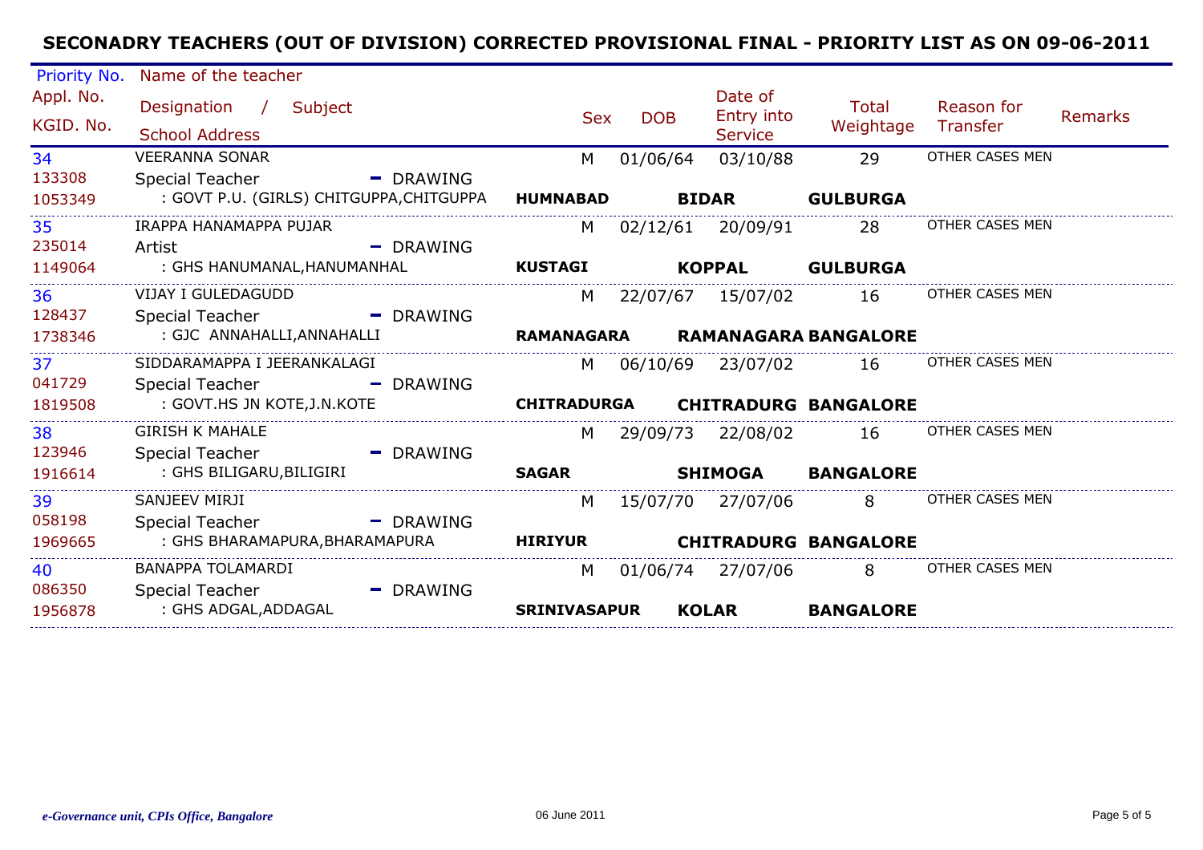# SECONADRY TEACHERS (OUT OF DIVISION) CORRECTED PROVISIONAL FINAL - PRIORITY LIST AS ON 09-06-2011

| Priority No. / Appl. No. / KGID. No. | Name of the teacher / Designation / Subject / School Address | Sex | DOB | Date of Entry into Service | Total Weightage | Reason for Transfer | Remarks |
|---|---|---|---|---|---|---|---|
| 34<br>133308<br>1053349 | VEERANNA SONAR<br>Special Teacher - DRAWING<br>: GOVT P.U. (GIRLS) CHITGUPPA,CHITGUPPA **HUMNABAD** **BIDAR** **GULBURGA** | M | 01/06/64 | 03/10/88 | 29 | OTHER CASES MEN | |
| 35<br>235014<br>1149064 | IRAPPA HANAMAPPA PUJAR<br>Artist - DRAWING<br>: GHS HANUMANAL,HANUMANHAL **KUSTAGI** **KOPPAL** **GULBURGA** | M | 02/12/61 | 20/09/91 | 28 | OTHER CASES MEN | |
| 36<br>128437<br>1738346 | VIJAY I GULEDAGUDD<br>Special Teacher - DRAWING<br>: GJC ANNAHALLI,ANNAHALLI **RAMANAGARA** **RAMANAGARA** **BANGALORE** | M | 22/07/67 | 15/07/02 | 16 | OTHER CASES MEN | |
| 37<br>041729<br>1819508 | SIDDARAMAPPA I JEERANKALAGI<br>Special Teacher - DRAWING<br>: GOVT.HS JN KOTE,J.N.KOTE **CHITRADURGA** **CHITRADURG** **BANGALORE** | M | 06/10/69 | 23/07/02 | 16 | OTHER CASES MEN | |
| 38<br>123946<br>1916614 | GIRISH K MAHALE<br>Special Teacher - DRAWING<br>: GHS BILIGARU,BILIGIRI **SAGAR** **SHIMOGA** **BANGALORE** | M | 29/09/73 | 22/08/02 | 16 | OTHER CASES MEN | |
| 39<br>058198<br>1969665 | SANJEEV MIRJI<br>Special Teacher - DRAWING<br>: GHS BHARAMAPURA,BHARAMAPURA **HIRIYUR** **CHITRADURG** **BANGALORE** | M | 15/07/70 | 27/07/06 | 8 | OTHER CASES MEN | |
| 40<br>086350<br>1956878 | BANAPPA TOLAMARDI<br>Special Teacher - DRAWING<br>: GHS ADGAL,ADDAGAL **SRINIVASAPUR** **KOLAR** **BANGALORE** | M | 01/06/74 | 27/07/06 | 8 | OTHER CASES MEN | |

*e-Governance unit, CPIs Office, Bangalore* 06 June 2011